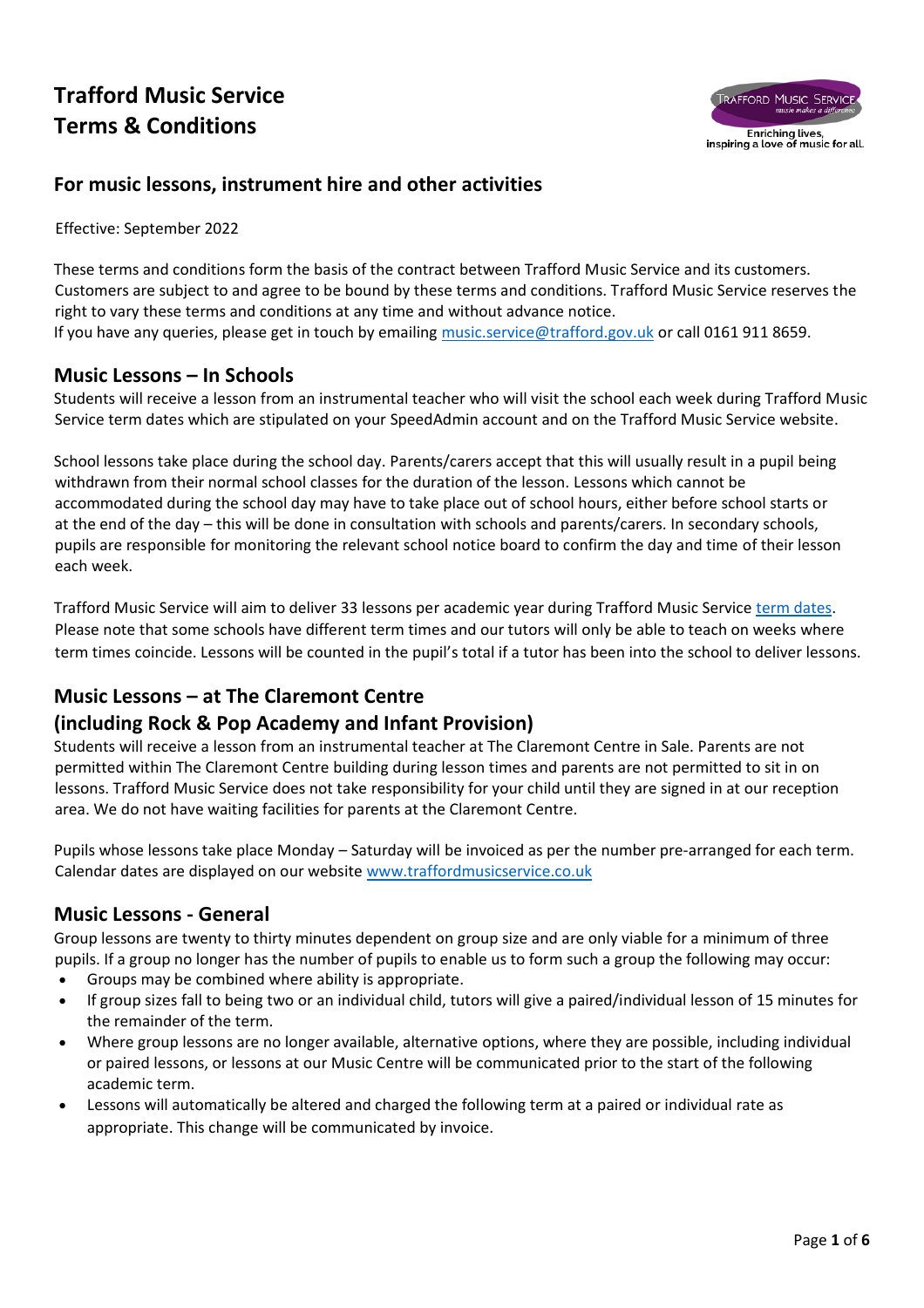# Trafford Music Service
# Terms & Conditions

Enriching lives, inspiring a love of music for all.

## For music lessons, instrument hire and other activities

Effective: September 2022

These terms and conditions form the basis of the contract between Trafford Music Service and its customers. Customers are subject to and agree to be bound by these terms and conditions. Trafford Music Service reserves the right to vary these terms and conditions at any time and without advance notice.
If you have any queries, please get in touch by emailing music.service@trafford.gov.uk or call 0161 911 8659.

## Music Lessons – In Schools

Students will receive a lesson from an instrumental teacher who will visit the school each week during Trafford Music Service term dates which are stipulated on your SpeedAdmin account and on the Trafford Music Service website.

School lessons take place during the school day. Parents/carers accept that this will usually result in a pupil being withdrawn from their normal school classes for the duration of the lesson. Lessons which cannot be accommodated during the school day may have to take place out of school hours, either before school starts or at the end of the day – this will be done in consultation with schools and parents/carers. In secondary schools, pupils are responsible for monitoring the relevant school notice board to confirm the day and time of their lesson each week.

Trafford Music Service will aim to deliver 33 lessons per academic year during Trafford Music Service term dates. Please note that some schools have different term times and our tutors will only be able to teach on weeks where term times coincide. Lessons will be counted in the pupil's total if a tutor has been into the school to deliver lessons.

## Music Lessons – at The Claremont Centre (including Rock & Pop Academy and Infant Provision)

Students will receive a lesson from an instrumental teacher at The Claremont Centre in Sale. Parents are not permitted within The Claremont Centre building during lesson times and parents are not permitted to sit in on lessons. Trafford Music Service does not take responsibility for your child until they are signed in at our reception area. We do not have waiting facilities for parents at the Claremont Centre.

Pupils whose lessons take place Monday – Saturday will be invoiced as per the number pre-arranged for each term. Calendar dates are displayed on our website www.traffordmusicservice.co.uk

## Music Lessons - General

Group lessons are twenty to thirty minutes dependent on group size and are only viable for a minimum of three pupils. If a group no longer has the number of pupils to enable us to form such a group the following may occur:

- Groups may be combined where ability is appropriate.
- If group sizes fall to being two or an individual child, tutors will give a paired/individual lesson of 15 minutes for the remainder of the term.
- Where group lessons are no longer available, alternative options, where they are possible, including individual or paired lessons, or lessons at our Music Centre will be communicated prior to the start of the following academic term.
- Lessons will automatically be altered and charged the following term at a paired or individual rate as appropriate. This change will be communicated by invoice.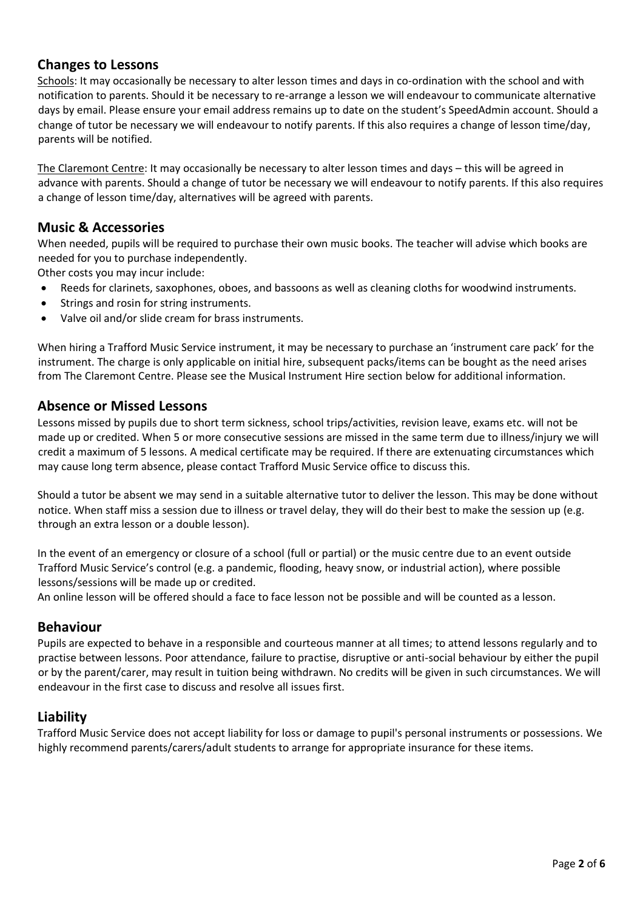## Changes to Lessons

Schools: It may occasionally be necessary to alter lesson times and days in co-ordination with the school and with notification to parents. Should it be necessary to re-arrange a lesson we will endeavour to communicate alternative days by email. Please ensure your email address remains up to date on the student's SpeedAdmin account. Should a change of tutor be necessary we will endeavour to notify parents. If this also requires a change of lesson time/day, parents will be notified.

The Claremont Centre: It may occasionally be necessary to alter lesson times and days – this will be agreed in advance with parents. Should a change of tutor be necessary we will endeavour to notify parents. If this also requires a change of lesson time/day, alternatives will be agreed with parents.

## Music & Accessories

When needed, pupils will be required to purchase their own music books. The teacher will advise which books are needed for you to purchase independently.

Other costs you may incur include:

- Reeds for clarinets, saxophones, oboes, and bassoons as well as cleaning cloths for woodwind instruments.
- Strings and rosin for string instruments.
- Valve oil and/or slide cream for brass instruments.

When hiring a Trafford Music Service instrument, it may be necessary to purchase an 'instrument care pack' for the instrument. The charge is only applicable on initial hire, subsequent packs/items can be bought as the need arises from The Claremont Centre. Please see the Musical Instrument Hire section below for additional information.

## Absence or Missed Lessons

Lessons missed by pupils due to short term sickness, school trips/activities, revision leave, exams etc. will not be made up or credited. When 5 or more consecutive sessions are missed in the same term due to illness/injury we will credit a maximum of 5 lessons. A medical certificate may be required. If there are extenuating circumstances which may cause long term absence, please contact Trafford Music Service office to discuss this.

Should a tutor be absent we may send in a suitable alternative tutor to deliver the lesson. This may be done without notice. When staff miss a session due to illness or travel delay, they will do their best to make the session up (e.g. through an extra lesson or a double lesson).

In the event of an emergency or closure of a school (full or partial) or the music centre due to an event outside Trafford Music Service's control (e.g. a pandemic, flooding, heavy snow, or industrial action), where possible lessons/sessions will be made up or credited.

An online lesson will be offered should a face to face lesson not be possible and will be counted as a lesson.

## Behaviour

Pupils are expected to behave in a responsible and courteous manner at all times; to attend lessons regularly and to practise between lessons. Poor attendance, failure to practise, disruptive or anti-social behaviour by either the pupil or by the parent/carer, may result in tuition being withdrawn. No credits will be given in such circumstances. We will endeavour in the first case to discuss and resolve all issues first.

## Liability

Trafford Music Service does not accept liability for loss or damage to pupil's personal instruments or possessions. We highly recommend parents/carers/adult students to arrange for appropriate insurance for these items.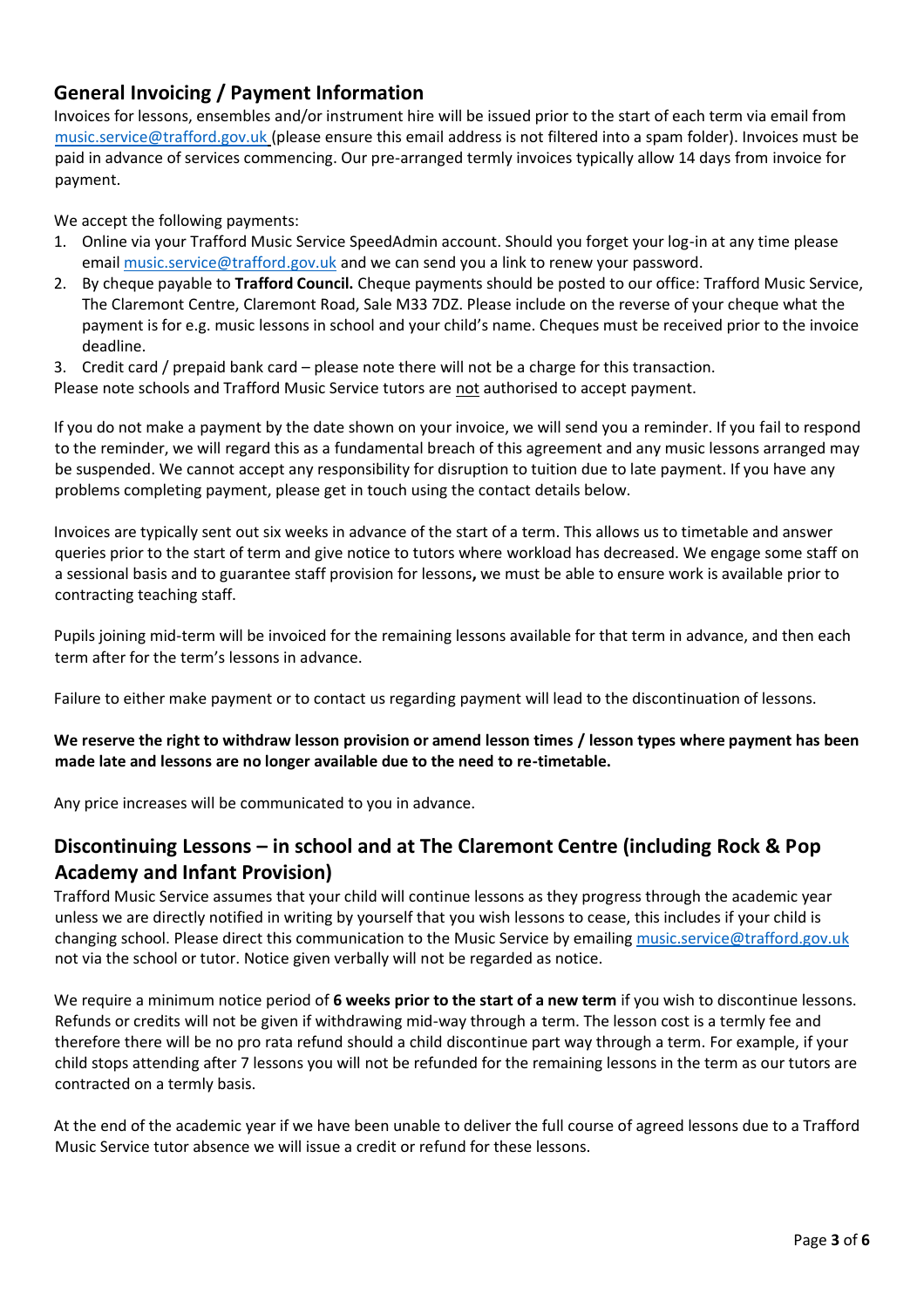## General Invoicing / Payment Information

Invoices for lessons, ensembles and/or instrument hire will be issued prior to the start of each term via email from music.service@trafford.gov.uk (please ensure this email address is not filtered into a spam folder). Invoices must be paid in advance of services commencing. Our pre-arranged termly invoices typically allow 14 days from invoice for payment.

We accept the following payments:

1. Online via your Trafford Music Service SpeedAdmin account. Should you forget your log-in at any time please email music.service@trafford.gov.uk and we can send you a link to renew your password.
2. By cheque payable to **Trafford Council.** Cheque payments should be posted to our office: Trafford Music Service, The Claremont Centre, Claremont Road, Sale M33 7DZ. Please include on the reverse of your cheque what the payment is for e.g. music lessons in school and your child's name. Cheques must be received prior to the invoice deadline.
3. Credit card / prepaid bank card – please note there will not be a charge for this transaction.

Please note schools and Trafford Music Service tutors are not authorised to accept payment.

If you do not make a payment by the date shown on your invoice, we will send you a reminder. If you fail to respond to the reminder, we will regard this as a fundamental breach of this agreement and any music lessons arranged may be suspended. We cannot accept any responsibility for disruption to tuition due to late payment. If you have any problems completing payment, please get in touch using the contact details below.

Invoices are typically sent out six weeks in advance of the start of a term. This allows us to timetable and answer queries prior to the start of term and give notice to tutors where workload has decreased. We engage some staff on a sessional basis and to guarantee staff provision for lessons**,** we must be able to ensure work is available prior to contracting teaching staff.

Pupils joining mid-term will be invoiced for the remaining lessons available for that term in advance, and then each term after for the term's lessons in advance.

Failure to either make payment or to contact us regarding payment will lead to the discontinuation of lessons.

**We reserve the right to withdraw lesson provision or amend lesson times / lesson types where payment has been made late and lessons are no longer available due to the need to re-timetable.**

Any price increases will be communicated to you in advance.

## Discontinuing Lessons – in school and at The Claremont Centre (including Rock & Pop Academy and Infant Provision)

Trafford Music Service assumes that your child will continue lessons as they progress through the academic year unless we are directly notified in writing by yourself that you wish lessons to cease, this includes if your child is changing school. Please direct this communication to the Music Service by emailing music.service@trafford.gov.uk not via the school or tutor. Notice given verbally will not be regarded as notice.

We require a minimum notice period of **6 weeks prior to the start of a new term** if you wish to discontinue lessons. Refunds or credits will not be given if withdrawing mid-way through a term. The lesson cost is a termly fee and therefore there will be no pro rata refund should a child discontinue part way through a term. For example, if your child stops attending after 7 lessons you will not be refunded for the remaining lessons in the term as our tutors are contracted on a termly basis.

At the end of the academic year if we have been unable to deliver the full course of agreed lessons due to a Trafford Music Service tutor absence we will issue a credit or refund for these lessons.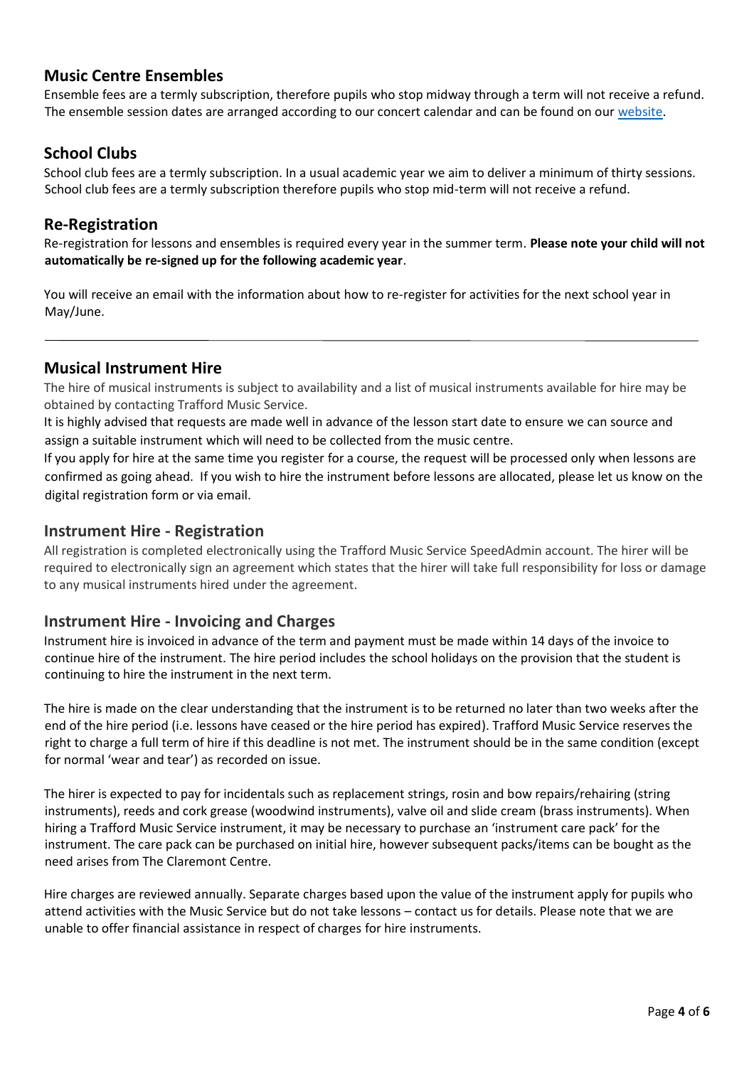## Music Centre Ensembles

Ensemble fees are a termly subscription, therefore pupils who stop midway through a term will not receive a refund. The ensemble session dates are arranged according to our concert calendar and can be found on our website.

## School Clubs

School club fees are a termly subscription. In a usual academic year we aim to deliver a minimum of thirty sessions. School club fees are a termly subscription therefore pupils who stop mid-term will not receive a refund.

## Re-Registration

Re-registration for lessons and ensembles is required every year in the summer term. **Please note your child will not automatically be re-signed up for the following academic year**.

You will receive an email with the information about how to re-register for activities for the next school year in May/June.

---

## Musical Instrument Hire

The hire of musical instruments is subject to availability and a list of musical instruments available for hire may be obtained by contacting Trafford Music Service.

It is highly advised that requests are made well in advance of the lesson start date to ensure we can source and assign a suitable instrument which will need to be collected from the music centre.

If you apply for hire at the same time you register for a course, the request will be processed only when lessons are confirmed as going ahead. If you wish to hire the instrument before lessons are allocated, please let us know on the digital registration form or via email.

## Instrument Hire - Registration

All registration is completed electronically using the Trafford Music Service SpeedAdmin account. The hirer will be required to electronically sign an agreement which states that the hirer will take full responsibility for loss or damage to any musical instruments hired under the agreement.

## Instrument Hire - Invoicing and Charges

Instrument hire is invoiced in advance of the term and payment must be made within 14 days of the invoice to continue hire of the instrument. The hire period includes the school holidays on the provision that the student is continuing to hire the instrument in the next term.

The hire is made on the clear understanding that the instrument is to be returned no later than two weeks after the end of the hire period (i.e. lessons have ceased or the hire period has expired). Trafford Music Service reserves the right to charge a full term of hire if this deadline is not met. The instrument should be in the same condition (except for normal 'wear and tear') as recorded on issue.

The hirer is expected to pay for incidentals such as replacement strings, rosin and bow repairs/rehairing (string instruments), reeds and cork grease (woodwind instruments), valve oil and slide cream (brass instruments). When hiring a Trafford Music Service instrument, it may be necessary to purchase an 'instrument care pack' for the instrument. The care pack can be purchased on initial hire, however subsequent packs/items can be bought as the need arises from The Claremont Centre.

Hire charges are reviewed annually. Separate charges based upon the value of the instrument apply for pupils who attend activities with the Music Service but do not take lessons – contact us for details. Please note that we are unable to offer financial assistance in respect of charges for hire instruments.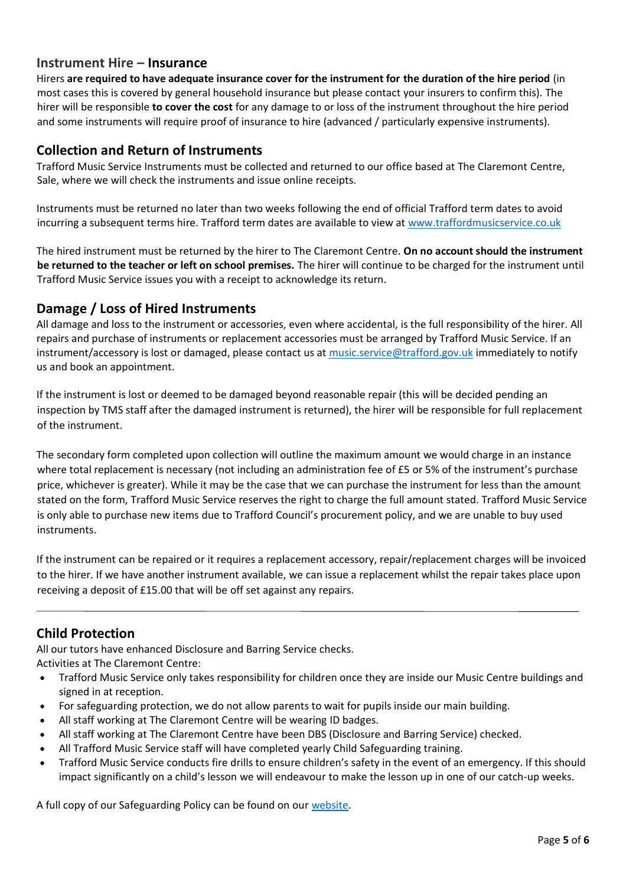## Instrument Hire – **Insurance**

Hirers **are required to have adequate insurance cover for the instrument for the duration of the hire period** (in most cases this is covered by general household insurance but please contact your insurers to confirm this). The hirer will be responsible **to cover the cost** for any damage to or loss of the instrument throughout the hire period and some instruments will require proof of insurance to hire (advanced / particularly expensive instruments).

## Collection and Return of Instruments

Trafford Music Service Instruments must be collected and returned to our office based at The Claremont Centre, Sale, where we will check the instruments and issue online receipts.

Instruments must be returned no later than two weeks following the end of official Trafford term dates to avoid incurring a subsequent terms hire. Trafford term dates are available to view at [www.traffordmusicservice.co.uk](www.traffordmusicservice.co.uk)

The hired instrument must be returned by the hirer to The Claremont Centre. **On no account should the instrument be returned to the teacher or left on school premises.** The hirer will continue to be charged for the instrument until Trafford Music Service issues you with a receipt to acknowledge its return.

## Damage / Loss of Hired Instruments

All damage and loss to the instrument or accessories, even where accidental, is the full responsibility of the hirer. All repairs and purchase of instruments or replacement accessories must be arranged by Trafford Music Service. If an instrument/accessory is lost or damaged, please contact us at [music.service@trafford.gov.uk](mailto:music.service@trafford.gov.uk) immediately to notify us and book an appointment.

If the instrument is lost or deemed to be damaged beyond reasonable repair (this will be decided pending an inspection by TMS staff after the damaged instrument is returned), the hirer will be responsible for full replacement of the instrument.

The secondary form completed upon collection will outline the maximum amount we would charge in an instance where total replacement is necessary (not including an administration fee of £5 or 5% of the instrument's purchase price, whichever is greater). While it may be the case that we can purchase the instrument for less than the amount stated on the form, Trafford Music Service reserves the right to charge the full amount stated. Trafford Music Service is only able to purchase new items due to Trafford Council's procurement policy, and we are unable to buy used instruments.

If the instrument can be repaired or it requires a replacement accessory, repair/replacement charges will be invoiced to the hirer. If we have another instrument available, we can issue a replacement whilst the repair takes place upon receiving a deposit of £15.00 that will be off set against any repairs.

---

## Child Protection

All our tutors have enhanced Disclosure and Barring Service checks.
Activities at The Claremont Centre:

- Trafford Music Service only takes responsibility for children once they are inside our Music Centre buildings and signed in at reception.
- For safeguarding protection, we do not allow parents to wait for pupils inside our main building.
- All staff working at The Claremont Centre will be wearing ID badges.
- All staff working at The Claremont Centre have been DBS (Disclosure and Barring Service) checked.
- All Trafford Music Service staff will have completed yearly Child Safeguarding training.
- Trafford Music Service conducts fire drills to ensure children's safety in the event of an emergency. If this should impact significantly on a child's lesson we will endeavour to make the lesson up in one of our catch-up weeks.

A full copy of our Safeguarding Policy can be found on our website.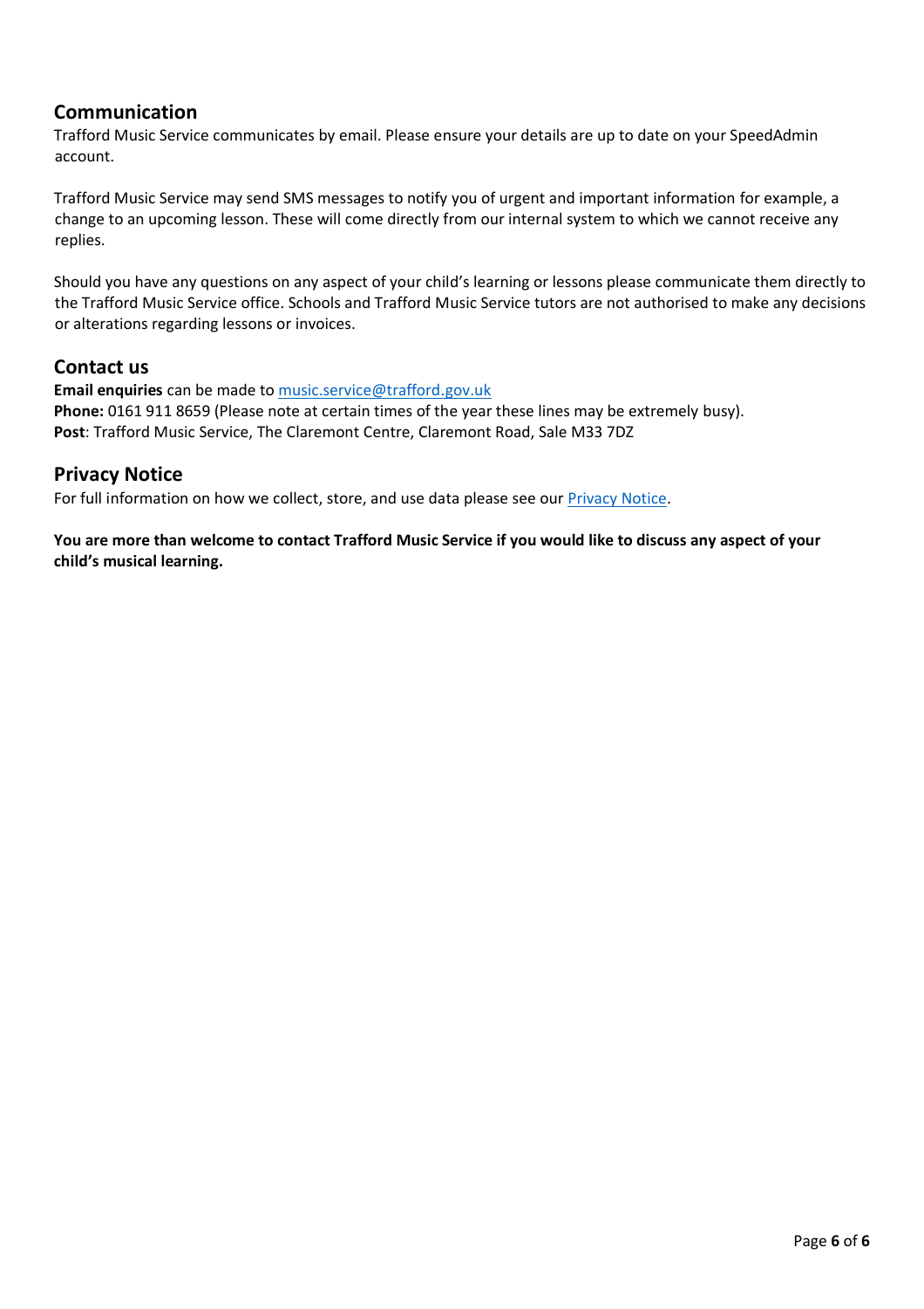## Communication

Trafford Music Service communicates by email. Please ensure your details are up to date on your SpeedAdmin account.

Trafford Music Service may send SMS messages to notify you of urgent and important information for example, a change to an upcoming lesson. These will come directly from our internal system to which we cannot receive any replies.

Should you have any questions on any aspect of your child's learning or lessons please communicate them directly to the Trafford Music Service office. Schools and Trafford Music Service tutors are not authorised to make any decisions or alterations regarding lessons or invoices.

## Contact us

**Email enquiries** can be made to [music.service@trafford.gov.uk](mailto:music.service@trafford.gov.uk)
**Phone:** 0161 911 8659 (Please note at certain times of the year these lines may be extremely busy).
**Post**: Trafford Music Service, The Claremont Centre, Claremont Road, Sale M33 7DZ

## Privacy Notice

For full information on how we collect, store, and use data please see our Privacy Notice.

**You are more than welcome to contact Trafford Music Service if you would like to discuss any aspect of your child's musical learning.**